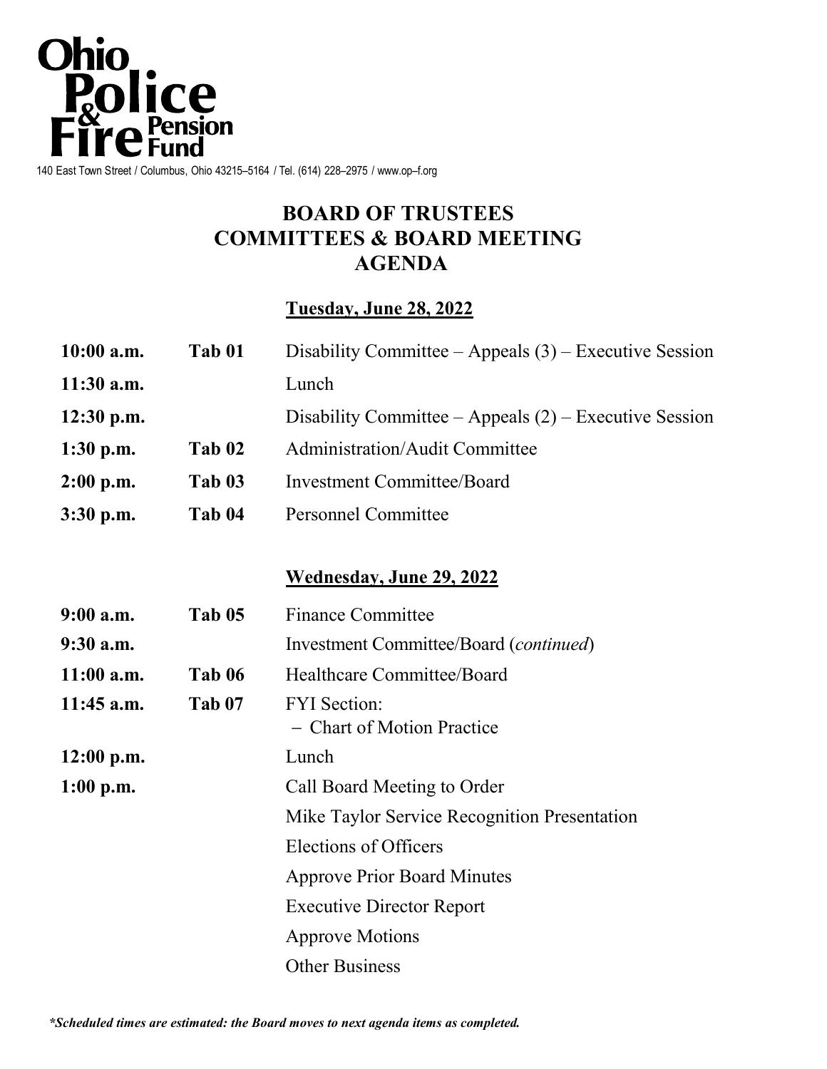**Ohio Police & Fire Pension Fund**

140 East Town Street / Columbus, Ohio 43215–5164 / Tel. (614) 228–2975 / www.op–f.org

# BOARD OF TRUSTEES
# COMMITTEES & BOARD MEETING
# AGENDA

## Tuesday, June 28, 2022

| | | |
|---|---|---|
| **10:00 a.m.** | **Tab 01** | Disability Committee – Appeals (3) – Executive Session |
| **11:30 a.m.** | | Lunch |
| **12:30 p.m.** | | Disability Committee – Appeals (2) – Executive Session |
| **1:30 p.m.** | **Tab 02** | Administration/Audit Committee |
| **2:00 p.m.** | **Tab 03** | Investment Committee/Board |
| **3:30 p.m.** | **Tab 04** | Personnel Committee |

## Wednesday, June 29, 2022

| | | |
|---|---|---|
| **9:00 a.m.** | **Tab 05** | Finance Committee |
| **9:30 a.m.** | | Investment Committee/Board (*continued*) |
| **11:00 a.m.** | **Tab 06** | Healthcare Committee/Board |
| **11:45 a.m.** | **Tab 07** | FYI Section: – Chart of Motion Practice |
| **12:00 p.m.** | | Lunch |
| **1:00 p.m.** | | Call Board Meeting to Order |
| | | Mike Taylor Service Recognition Presentation |
| | | Elections of Officers |
| | | Approve Prior Board Minutes |
| | | Executive Director Report |
| | | Approve Motions |
| | | Other Business |

***Scheduled times are estimated: the Board moves to next agenda items as completed.***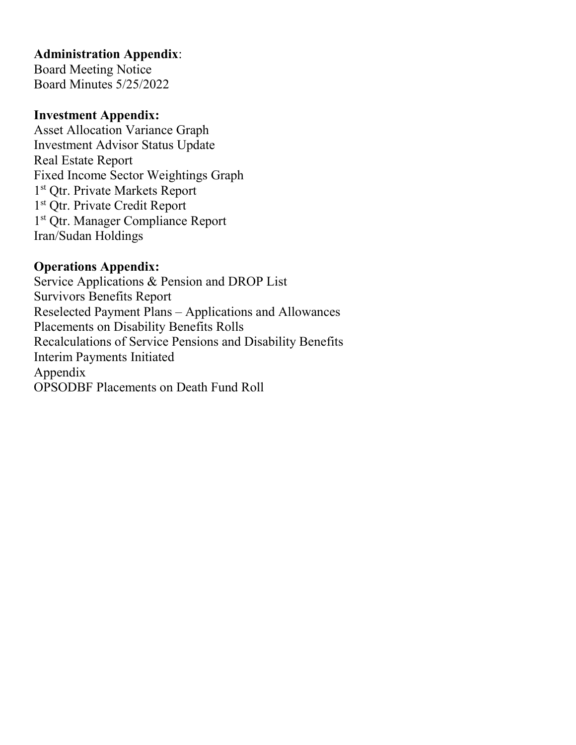**Administration Appendix**:
Board Meeting Notice
Board Minutes 5/25/2022

**Investment Appendix:**
Asset Allocation Variance Graph
Investment Advisor Status Update
Real Estate Report
Fixed Income Sector Weightings Graph
1st Qtr. Private Markets Report
1st Qtr. Private Credit Report
1st Qtr. Manager Compliance Report
Iran/Sudan Holdings

**Operations Appendix:**
Service Applications & Pension and DROP List
Survivors Benefits Report
Reselected Payment Plans – Applications and Allowances
Placements on Disability Benefits Rolls
Recalculations of Service Pensions and Disability Benefits
Interim Payments Initiated
Appendix
OPSODBF Placements on Death Fund Roll